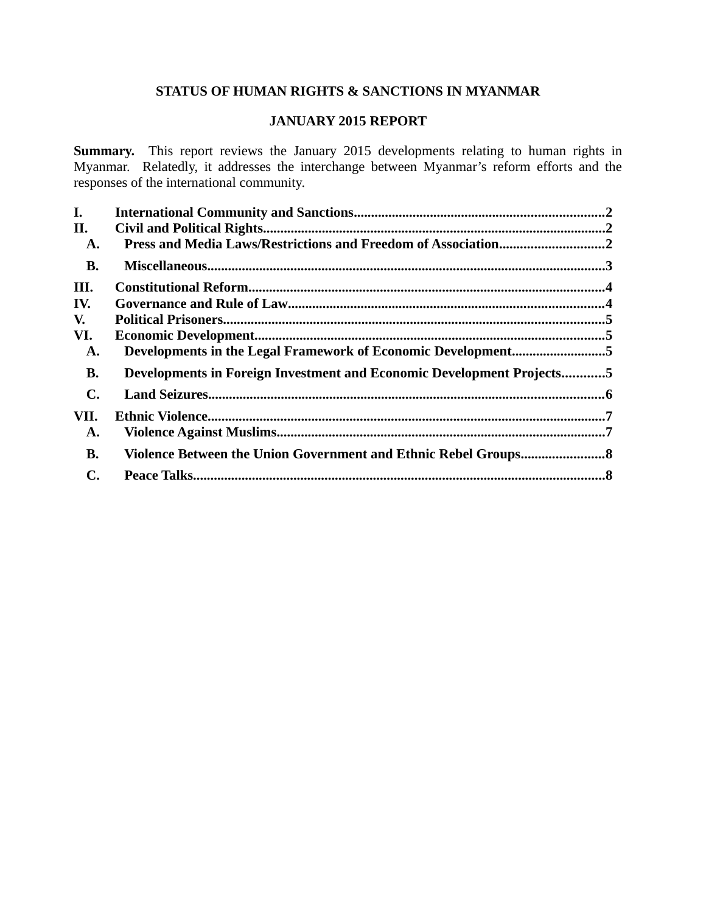# STATUS OF HUMAN RIGHTS & SANCTIONS IN MYANMAR

## JANUARY 2015 REPORT

**Summary.** This report reviews the January 2015 developments relating to human rights in Myanmar. Relatedly, it addresses the interchange between Myanmar's reform efforts and the responses of the international community.

**I. International Community and Sanctions....................................................................2**
**II. Civil and Political Rights..................................................................................................2**
- **A. Press and Media Laws/Restrictions and Freedom of Association.............................2**
- **B. Miscellaneous..................................................................................................................3**

**III. Constitutional Reform......................................................................................................4**
**IV. Governance and Rule of Law...........................................................................................4**
**V. Political Prisoners..............................................................................................................5**
**VI. Economic Development.....................................................................................................5**
- **A. Developments in the Legal Framework of Economic Development..........................5**
- **B. Developments in Foreign Investment and Economic Development Projects............5**
- **C. Land Seizures..................................................................................................................6**

**VII. Ethnic Violence..................................................................................................................7**
- **A. Violence Against Muslims..............................................................................................7**
- **B. Violence Between the Union Government and Ethnic Rebel Groups........................8**
- **C. Peace Talks......................................................................................................................8**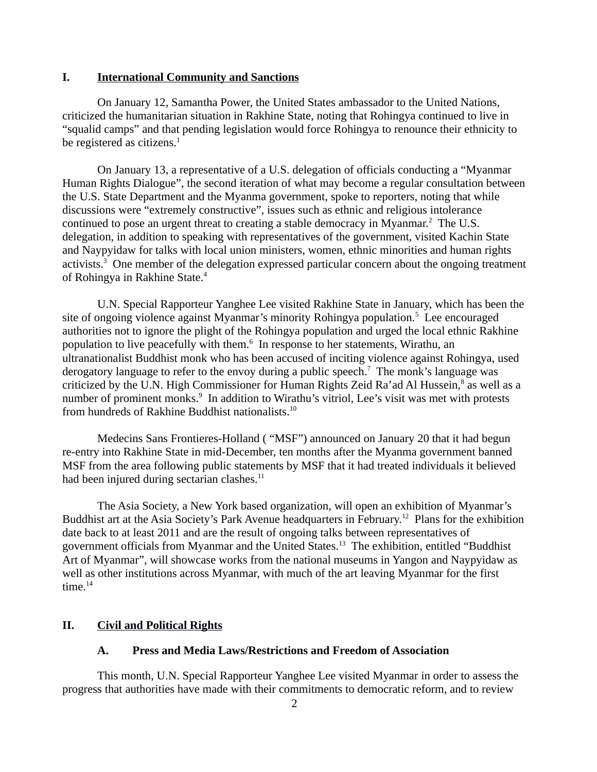## I. International Community and Sanctions

On January 12, Samantha Power, the United States ambassador to the United Nations, criticized the humanitarian situation in Rakhine State, noting that Rohingya continued to live in "squalid camps" and that pending legislation would force Rohingya to renounce their ethnicity to be registered as citizens.[1]

On January 13, a representative of a U.S. delegation of officials conducting a "Myanmar Human Rights Dialogue", the second iteration of what may become a regular consultation between the U.S. State Department and the Myanma government, spoke to reporters, noting that while discussions were "extremely constructive", issues such as ethnic and religious intolerance continued to pose an urgent threat to creating a stable democracy in Myanmar.[2] The U.S. delegation, in addition to speaking with representatives of the government, visited Kachin State and Naypyidaw for talks with local union ministers, women, ethnic minorities and human rights activists.[3] One member of the delegation expressed particular concern about the ongoing treatment of Rohingya in Rakhine State.[4]

U.N. Special Rapporteur Yanghee Lee visited Rakhine State in January, which has been the site of ongoing violence against Myanmar's minority Rohingya population.[5] Lee encouraged authorities not to ignore the plight of the Rohingya population and urged the local ethnic Rakhine population to live peacefully with them.[6] In response to her statements, Wirathu, an ultranationalist Buddhist monk who has been accused of inciting violence against Rohingya, used derogatory language to refer to the envoy during a public speech.[7] The monk's language was criticized by the U.N. High Commissioner for Human Rights Zeid Ra'ad Al Hussein,[8] as well as a number of prominent monks.[9] In addition to Wirathu's vitriol, Lee's visit was met with protests from hundreds of Rakhine Buddhist nationalists.[10]

Medecins Sans Frontieres-Holland ( "MSF") announced on January 20 that it had begun re-entry into Rakhine State in mid-December, ten months after the Myanma government banned MSF from the area following public statements by MSF that it had treated individuals it believed had been injured during sectarian clashes.[11]

The Asia Society, a New York based organization, will open an exhibition of Myanmar's Buddhist art at the Asia Society's Park Avenue headquarters in February.[12] Plans for the exhibition date back to at least 2011 and are the result of ongoing talks between representatives of government officials from Myanmar and the United States.[13] The exhibition, entitled "Buddhist Art of Myanmar", will showcase works from the national museums in Yangon and Naypyidaw as well as other institutions across Myanmar, with much of the art leaving Myanmar for the first time.[14]

## II. Civil and Political Rights

### A. Press and Media Laws/Restrictions and Freedom of Association

This month, U.N. Special Rapporteur Yanghee Lee visited Myanmar in order to assess the progress that authorities have made with their commitments to democratic reform, and to review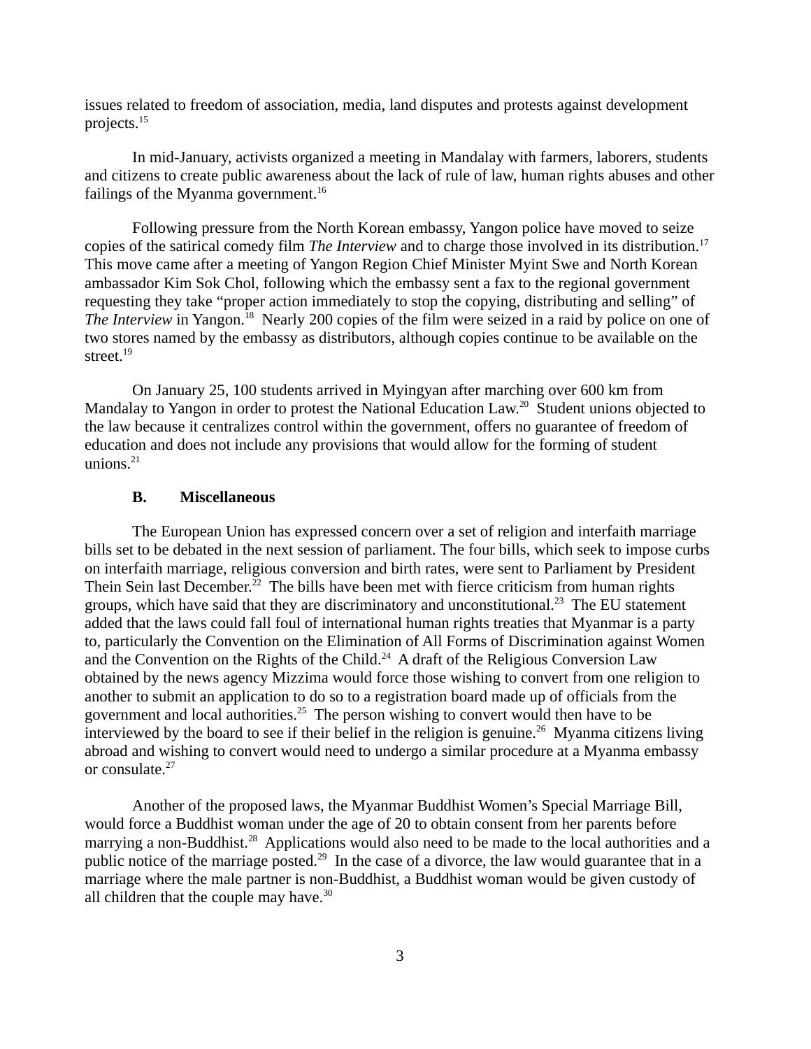issues related to freedom of association, media, land disputes and protests against development projects.[15]

In mid-January, activists organized a meeting in Mandalay with farmers, laborers, students and citizens to create public awareness about the lack of rule of law, human rights abuses and other failings of the Myanma government.[16]

Following pressure from the North Korean embassy, Yangon police have moved to seize copies of the satirical comedy film *The Interview* and to charge those involved in its distribution.[17] This move came after a meeting of Yangon Region Chief Minister Myint Swe and North Korean ambassador Kim Sok Chol, following which the embassy sent a fax to the regional government requesting they take "proper action immediately to stop the copying, distributing and selling" of *The Interview* in Yangon.[18] Nearly 200 copies of the film were seized in a raid by police on one of two stores named by the embassy as distributors, although copies continue to be available on the street.[19]

On January 25, 100 students arrived in Myingyan after marching over 600 km from Mandalay to Yangon in order to protest the National Education Law.[20] Student unions objected to the law because it centralizes control within the government, offers no guarantee of freedom of education and does not include any provisions that would allow for the forming of student unions.[21]

### B. Miscellaneous

The European Union has expressed concern over a set of religion and interfaith marriage bills set to be debated in the next session of parliament. The four bills, which seek to impose curbs on interfaith marriage, religious conversion and birth rates, were sent to Parliament by President Thein Sein last December.[22] The bills have been met with fierce criticism from human rights groups, which have said that they are discriminatory and unconstitutional.[23] The EU statement added that the laws could fall foul of international human rights treaties that Myanmar is a party to, particularly the Convention on the Elimination of All Forms of Discrimination against Women and the Convention on the Rights of the Child.[24] A draft of the Religious Conversion Law obtained by the news agency Mizzima would force those wishing to convert from one religion to another to submit an application to do so to a registration board made up of officials from the government and local authorities.[25] The person wishing to convert would then have to be interviewed by the board to see if their belief in the religion is genuine.[26] Myanma citizens living abroad and wishing to convert would need to undergo a similar procedure at a Myanma embassy or consulate.[27]

Another of the proposed laws, the Myanmar Buddhist Women's Special Marriage Bill, would force a Buddhist woman under the age of 20 to obtain consent from her parents before marrying a non-Buddhist.[28] Applications would also need to be made to the local authorities and a public notice of the marriage posted.[29] In the case of a divorce, the law would guarantee that in a marriage where the male partner is non-Buddhist, a Buddhist woman would be given custody of all children that the couple may have.[30]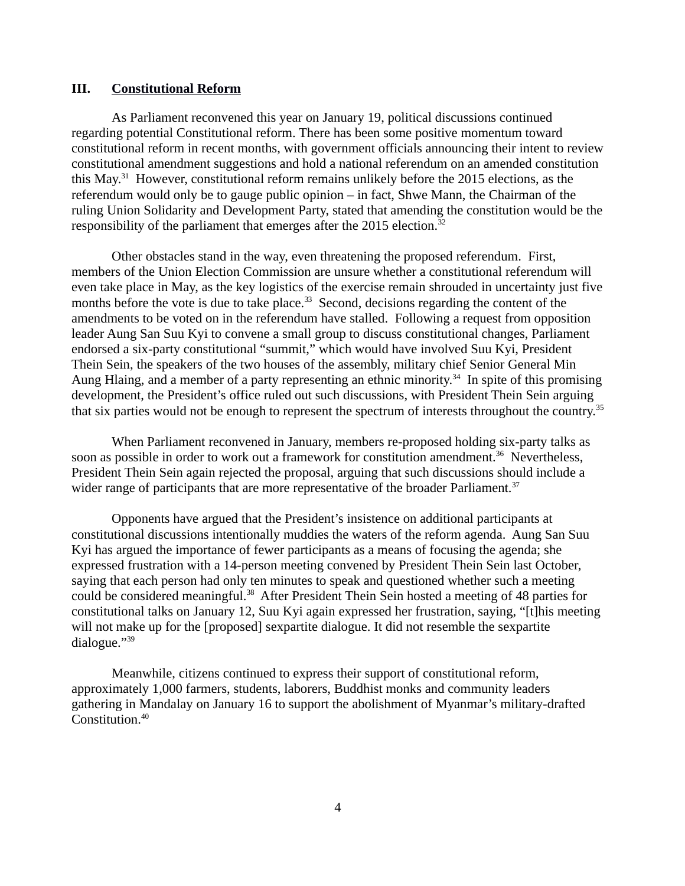## III. Constitutional Reform

As Parliament reconvened this year on January 19, political discussions continued regarding potential Constitutional reform. There has been some positive momentum toward constitutional reform in recent months, with government officials announcing their intent to review constitutional amendment suggestions and hold a national referendum on an amended constitution this May.[31] However, constitutional reform remains unlikely before the 2015 elections, as the referendum would only be to gauge public opinion – in fact, Shwe Mann, the Chairman of the ruling Union Solidarity and Development Party, stated that amending the constitution would be the responsibility of the parliament that emerges after the 2015 election.[32]

Other obstacles stand in the way, even threatening the proposed referendum. First, members of the Union Election Commission are unsure whether a constitutional referendum will even take place in May, as the key logistics of the exercise remain shrouded in uncertainty just five months before the vote is due to take place.[33] Second, decisions regarding the content of the amendments to be voted on in the referendum have stalled. Following a request from opposition leader Aung San Suu Kyi to convene a small group to discuss constitutional changes, Parliament endorsed a six-party constitutional "summit," which would have involved Suu Kyi, President Thein Sein, the speakers of the two houses of the assembly, military chief Senior General Min Aung Hlaing, and a member of a party representing an ethnic minority.[34] In spite of this promising development, the President's office ruled out such discussions, with President Thein Sein arguing that six parties would not be enough to represent the spectrum of interests throughout the country.[35]

When Parliament reconvened in January, members re-proposed holding six-party talks as soon as possible in order to work out a framework for constitution amendment.[36] Nevertheless, President Thein Sein again rejected the proposal, arguing that such discussions should include a wider range of participants that are more representative of the broader Parliament.[37]

Opponents have argued that the President's insistence on additional participants at constitutional discussions intentionally muddies the waters of the reform agenda. Aung San Suu Kyi has argued the importance of fewer participants as a means of focusing the agenda; she expressed frustration with a 14-person meeting convened by President Thein Sein last October, saying that each person had only ten minutes to speak and questioned whether such a meeting could be considered meaningful.[38] After President Thein Sein hosted a meeting of 48 parties for constitutional talks on January 12, Suu Kyi again expressed her frustration, saying, "[t]his meeting will not make up for the [proposed] sexpartite dialogue. It did not resemble the sexpartite dialogue."[39]

Meanwhile, citizens continued to express their support of constitutional reform, approximately 1,000 farmers, students, laborers, Buddhist monks and community leaders gathering in Mandalay on January 16 to support the abolishment of Myanmar's military-drafted Constitution.[40]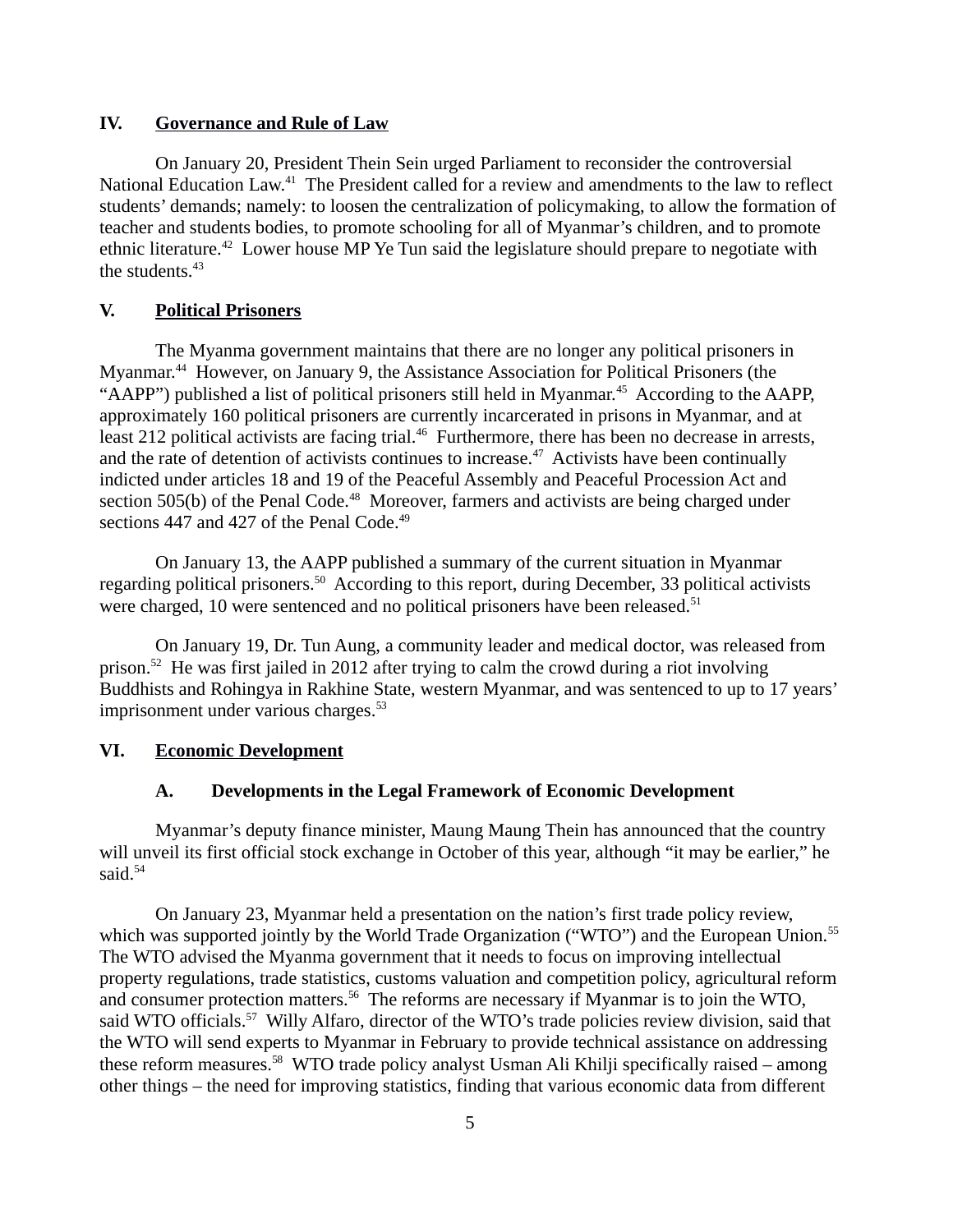## IV. Governance and Rule of Law

On January 20, President Thein Sein urged Parliament to reconsider the controversial National Education Law.[41] The President called for a review and amendments to the law to reflect students' demands; namely: to loosen the centralization of policymaking, to allow the formation of teacher and students bodies, to promote schooling for all of Myanmar's children, and to promote ethnic literature.[42] Lower house MP Ye Tun said the legislature should prepare to negotiate with the students.[43]

## V. Political Prisoners

The Myanma government maintains that there are no longer any political prisoners in Myanmar.[44] However, on January 9, the Assistance Association for Political Prisoners (the "AAPP") published a list of political prisoners still held in Myanmar.[45] According to the AAPP, approximately 160 political prisoners are currently incarcerated in prisons in Myanmar, and at least 212 political activists are facing trial.[46] Furthermore, there has been no decrease in arrests, and the rate of detention of activists continues to increase.[47] Activists have been continually indicted under articles 18 and 19 of the Peaceful Assembly and Peaceful Procession Act and section 505(b) of the Penal Code.[48] Moreover, farmers and activists are being charged under sections 447 and 427 of the Penal Code.[49]

On January 13, the AAPP published a summary of the current situation in Myanmar regarding political prisoners.[50] According to this report, during December, 33 political activists were charged, 10 were sentenced and no political prisoners have been released.[51]

On January 19, Dr. Tun Aung, a community leader and medical doctor, was released from prison.[52] He was first jailed in 2012 after trying to calm the crowd during a riot involving Buddhists and Rohingya in Rakhine State, western Myanmar, and was sentenced to up to 17 years' imprisonment under various charges.[53]

## VI. Economic Development

### A. Developments in the Legal Framework of Economic Development

Myanmar's deputy finance minister, Maung Maung Thein has announced that the country will unveil its first official stock exchange in October of this year, although "it may be earlier," he said.[54]

On January 23, Myanmar held a presentation on the nation's first trade policy review, which was supported jointly by the World Trade Organization ("WTO") and the European Union.[55] The WTO advised the Myanma government that it needs to focus on improving intellectual property regulations, trade statistics, customs valuation and competition policy, agricultural reform and consumer protection matters.[56] The reforms are necessary if Myanmar is to join the WTO, said WTO officials.[57] Willy Alfaro, director of the WTO's trade policies review division, said that the WTO will send experts to Myanmar in February to provide technical assistance on addressing these reform measures.[58] WTO trade policy analyst Usman Ali Khilji specifically raised – among other things – the need for improving statistics, finding that various economic data from different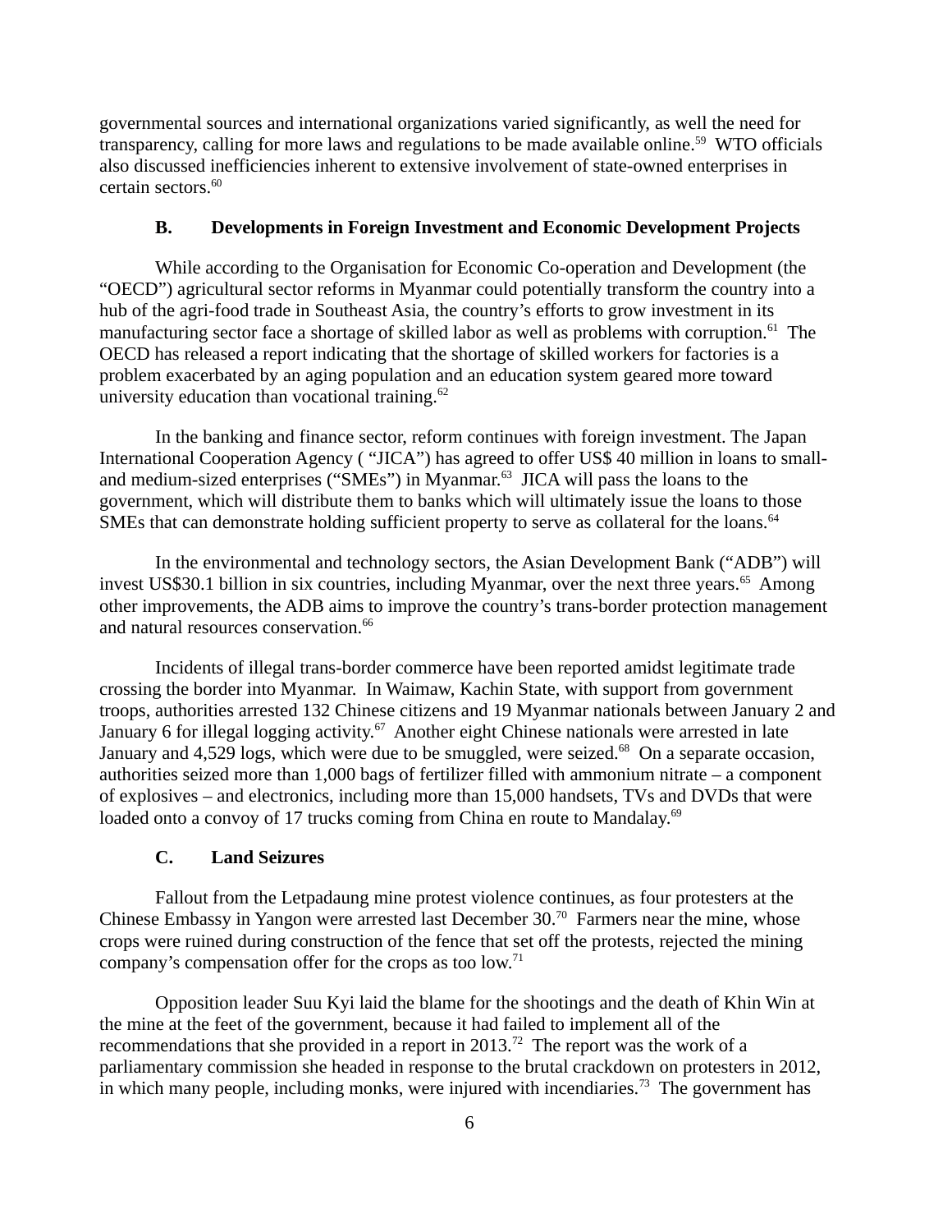governmental sources and international organizations varied significantly, as well the need for transparency, calling for more laws and regulations to be made available online.[59] WTO officials also discussed inefficiencies inherent to extensive involvement of state-owned enterprises in certain sectors.[60]

### B. Developments in Foreign Investment and Economic Development Projects

While according to the Organisation for Economic Co-operation and Development (the "OECD") agricultural sector reforms in Myanmar could potentially transform the country into a hub of the agri-food trade in Southeast Asia, the country's efforts to grow investment in its manufacturing sector face a shortage of skilled labor as well as problems with corruption.[61] The OECD has released a report indicating that the shortage of skilled workers for factories is a problem exacerbated by an aging population and an education system geared more toward university education than vocational training.[62]

In the banking and finance sector, reform continues with foreign investment. The Japan International Cooperation Agency ( "JICA") has agreed to offer US$ 40 million in loans to small- and medium-sized enterprises ("SMEs") in Myanmar.[63] JICA will pass the loans to the government, which will distribute them to banks which will ultimately issue the loans to those SMEs that can demonstrate holding sufficient property to serve as collateral for the loans.[64]

In the environmental and technology sectors, the Asian Development Bank ("ADB") will invest US$30.1 billion in six countries, including Myanmar, over the next three years.[65] Among other improvements, the ADB aims to improve the country's trans-border protection management and natural resources conservation.[66]

Incidents of illegal trans-border commerce have been reported amidst legitimate trade crossing the border into Myanmar. In Waimaw, Kachin State, with support from government troops, authorities arrested 132 Chinese citizens and 19 Myanmar nationals between January 2 and January 6 for illegal logging activity.[67] Another eight Chinese nationals were arrested in late January and 4,529 logs, which were due to be smuggled, were seized.[68] On a separate occasion, authorities seized more than 1,000 bags of fertilizer filled with ammonium nitrate – a component of explosives – and electronics, including more than 15,000 handsets, TVs and DVDs that were loaded onto a convoy of 17 trucks coming from China en route to Mandalay.[69]

### C. Land Seizures

Fallout from the Letpadaung mine protest violence continues, as four protesters at the Chinese Embassy in Yangon were arrested last December 30.[70] Farmers near the mine, whose crops were ruined during construction of the fence that set off the protests, rejected the mining company's compensation offer for the crops as too low.[71]

Opposition leader Suu Kyi laid the blame for the shootings and the death of Khin Win at the mine at the feet of the government, because it had failed to implement all of the recommendations that she provided in a report in 2013.[72] The report was the work of a parliamentary commission she headed in response to the brutal crackdown on protesters in 2012, in which many people, including monks, were injured with incendiaries.[73] The government has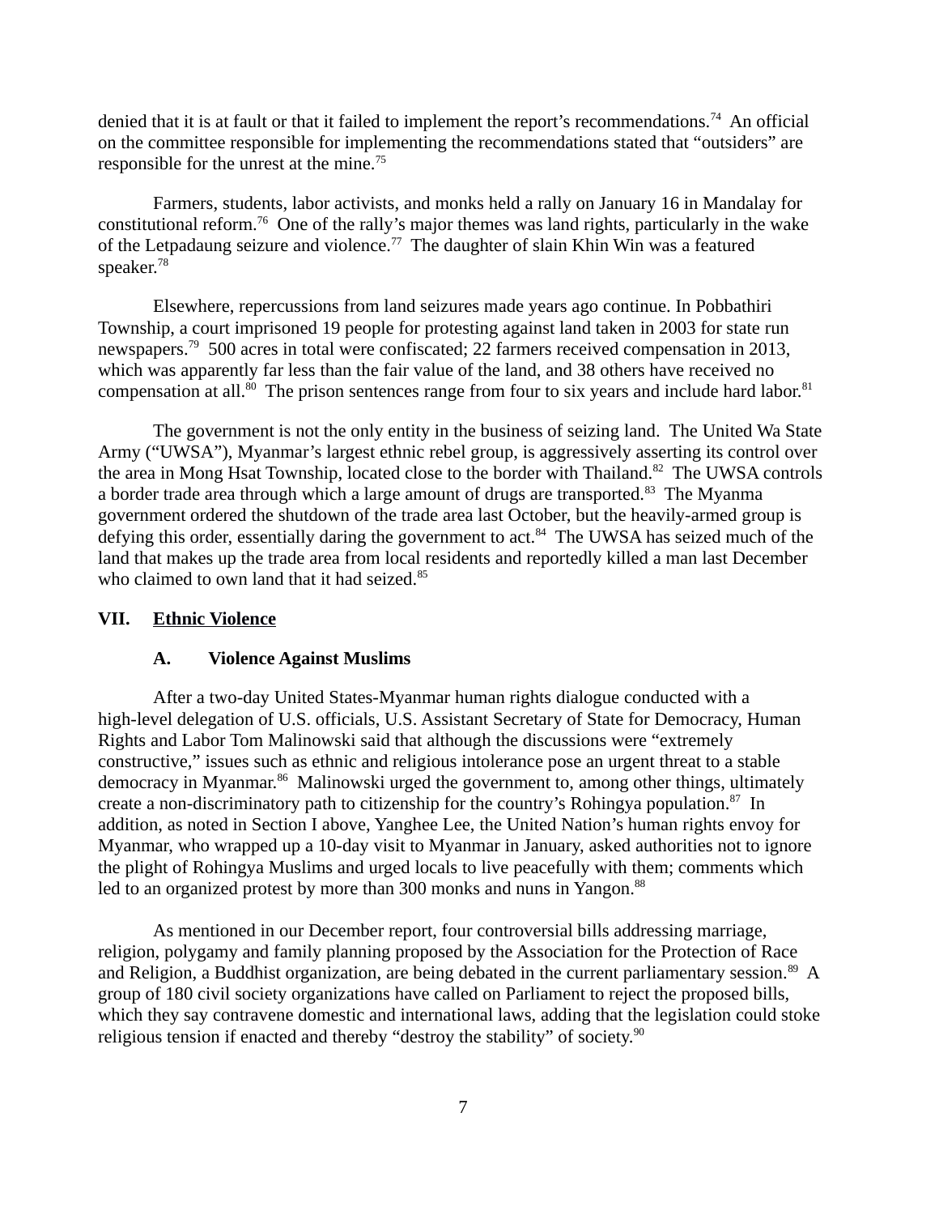denied that it is at fault or that it failed to implement the report's recommendations.[74] An official on the committee responsible for implementing the recommendations stated that "outsiders" are responsible for the unrest at the mine.[75]

Farmers, students, labor activists, and monks held a rally on January 16 in Mandalay for constitutional reform.[76] One of the rally's major themes was land rights, particularly in the wake of the Letpadaung seizure and violence.[77] The daughter of slain Khin Win was a featured speaker.[78]

Elsewhere, repercussions from land seizures made years ago continue. In Pobbathiri Township, a court imprisoned 19 people for protesting against land taken in 2003 for state run newspapers.[79] 500 acres in total were confiscated; 22 farmers received compensation in 2013, which was apparently far less than the fair value of the land, and 38 others have received no compensation at all.[80] The prison sentences range from four to six years and include hard labor.[81]

The government is not the only entity in the business of seizing land. The United Wa State Army ("UWSA"), Myanmar's largest ethnic rebel group, is aggressively asserting its control over the area in Mong Hsat Township, located close to the border with Thailand.[82] The UWSA controls a border trade area through which a large amount of drugs are transported.[83] The Myanma government ordered the shutdown of the trade area last October, but the heavily-armed group is defying this order, essentially daring the government to act.[84] The UWSA has seized much of the land that makes up the trade area from local residents and reportedly killed a man last December who claimed to own land that it had seized.[85]

## VII. Ethnic Violence

### A. Violence Against Muslims

After a two-day United States-Myanmar human rights dialogue conducted with a high-level delegation of U.S. officials, U.S. Assistant Secretary of State for Democracy, Human Rights and Labor Tom Malinowski said that although the discussions were "extremely constructive," issues such as ethnic and religious intolerance pose an urgent threat to a stable democracy in Myanmar.[86] Malinowski urged the government to, among other things, ultimately create a non-discriminatory path to citizenship for the country's Rohingya population.[87] In addition, as noted in Section I above, Yanghee Lee, the United Nation's human rights envoy for Myanmar, who wrapped up a 10-day visit to Myanmar in January, asked authorities not to ignore the plight of Rohingya Muslims and urged locals to live peacefully with them; comments which led to an organized protest by more than 300 monks and nuns in Yangon.[88]

As mentioned in our December report, four controversial bills addressing marriage, religion, polygamy and family planning proposed by the Association for the Protection of Race and Religion, a Buddhist organization, are being debated in the current parliamentary session.[89] A group of 180 civil society organizations have called on Parliament to reject the proposed bills, which they say contravene domestic and international laws, adding that the legislation could stoke religious tension if enacted and thereby "destroy the stability" of society.[90]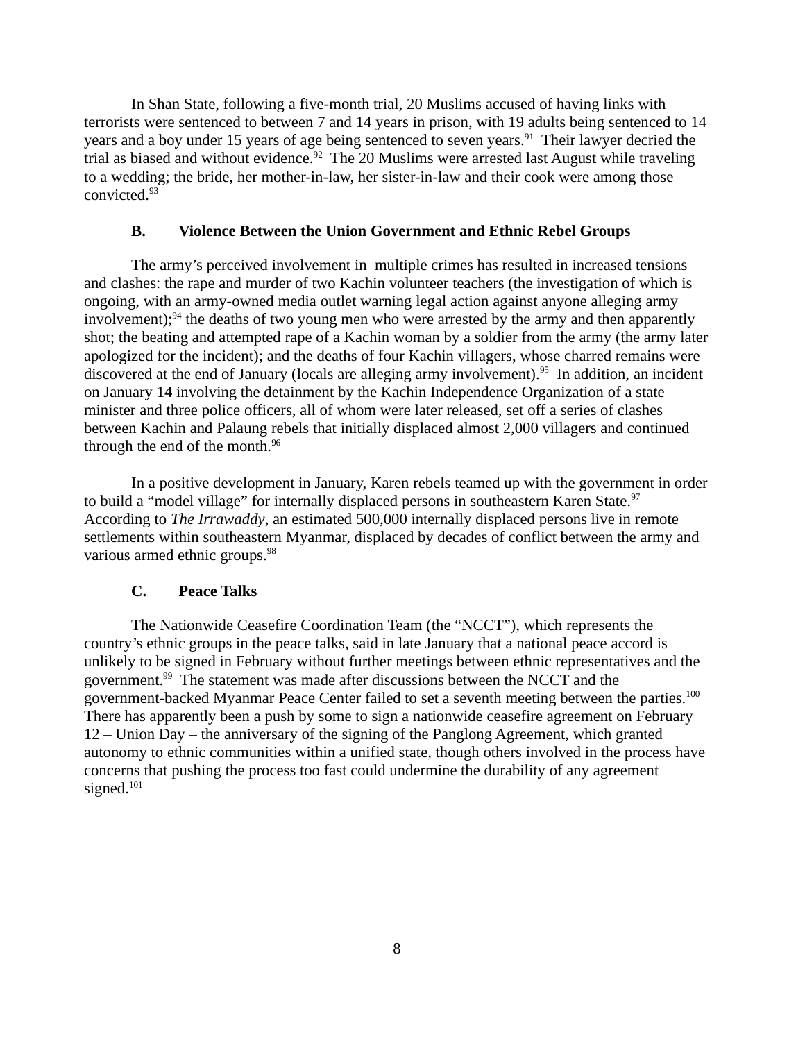In Shan State, following a five-month trial, 20 Muslims accused of having links with terrorists were sentenced to between 7 and 14 years in prison, with 19 adults being sentenced to 14 years and a boy under 15 years of age being sentenced to seven years.[91] Their lawyer decried the trial as biased and without evidence.[92] The 20 Muslims were arrested last August while traveling to a wedding; the bride, her mother-in-law, her sister-in-law and their cook were among those convicted.[93]

### B. Violence Between the Union Government and Ethnic Rebel Groups

The army's perceived involvement in multiple crimes has resulted in increased tensions and clashes: the rape and murder of two Kachin volunteer teachers (the investigation of which is ongoing, with an army-owned media outlet warning legal action against anyone alleging army involvement);[94] the deaths of two young men who were arrested by the army and then apparently shot; the beating and attempted rape of a Kachin woman by a soldier from the army (the army later apologized for the incident); and the deaths of four Kachin villagers, whose charred remains were discovered at the end of January (locals are alleging army involvement).[95] In addition, an incident on January 14 involving the detainment by the Kachin Independence Organization of a state minister and three police officers, all of whom were later released, set off a series of clashes between Kachin and Palaung rebels that initially displaced almost 2,000 villagers and continued through the end of the month.[96]

In a positive development in January, Karen rebels teamed up with the government in order to build a "model village" for internally displaced persons in southeastern Karen State.[97] According to *The Irrawaddy*, an estimated 500,000 internally displaced persons live in remote settlements within southeastern Myanmar, displaced by decades of conflict between the army and various armed ethnic groups.[98]

### C. Peace Talks

The Nationwide Ceasefire Coordination Team (the "NCCT"), which represents the country's ethnic groups in the peace talks, said in late January that a national peace accord is unlikely to be signed in February without further meetings between ethnic representatives and the government.[99] The statement was made after discussions between the NCCT and the government-backed Myanmar Peace Center failed to set a seventh meeting between the parties.[100] There has apparently been a push by some to sign a nationwide ceasefire agreement on February 12 – Union Day – the anniversary of the signing of the Panglong Agreement, which granted autonomy to ethnic communities within a unified state, though others involved in the process have concerns that pushing the process too fast could undermine the durability of any agreement signed.[101]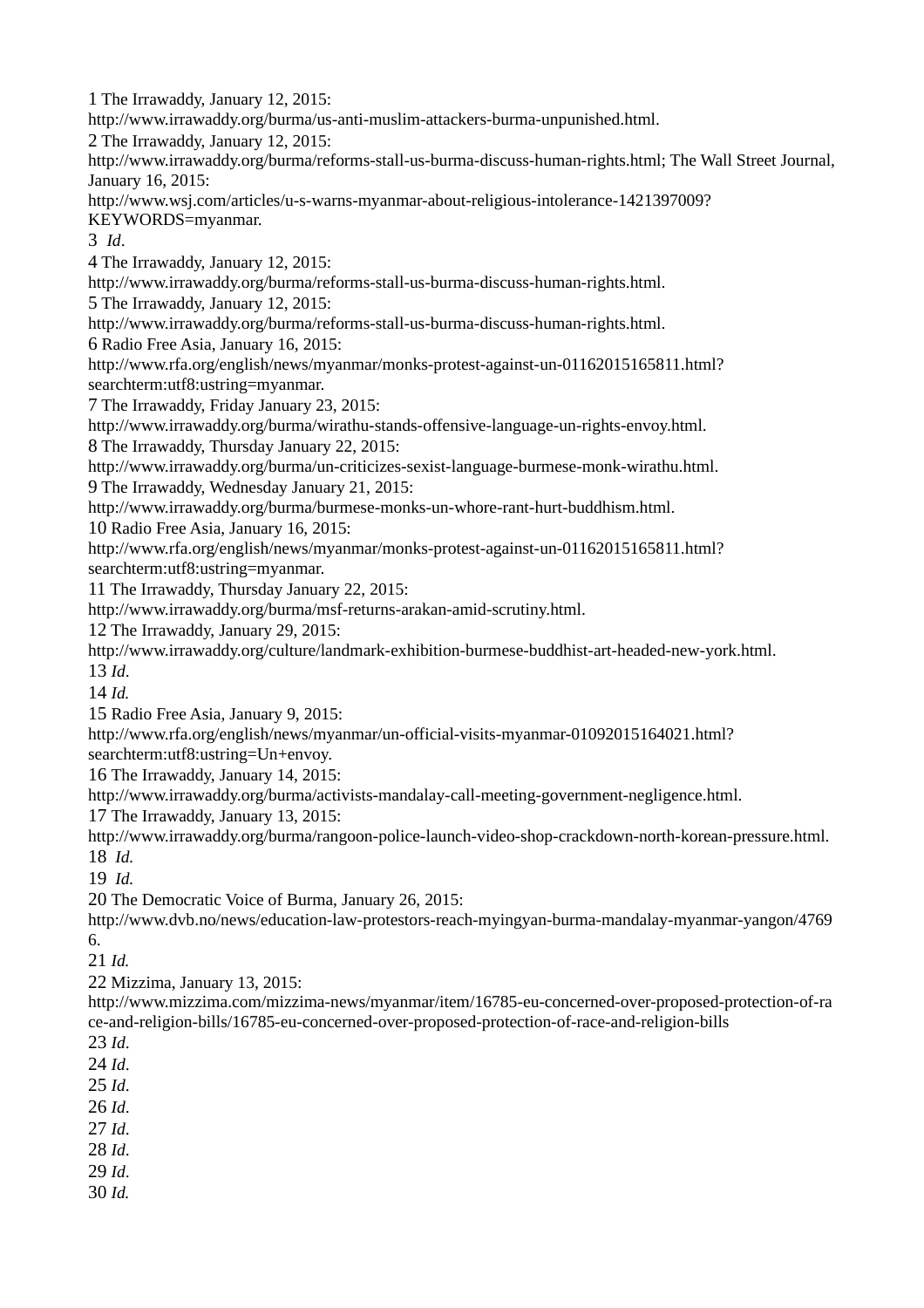1 The Irrawaddy, January 12, 2015: http://www.irrawaddy.org/burma/us-anti-muslim-attackers-burma-unpunished.html.

2 The Irrawaddy, January 12, 2015: http://www.irrawaddy.org/burma/reforms-stall-us-burma-discuss-human-rights.html; The Wall Street Journal, January 16, 2015: http://www.wsj.com/articles/u-s-warns-myanmar-about-religious-intolerance-1421397009?KEYWORDS=myanmar.

3 *Id*.

4 The Irrawaddy, January 12, 2015: http://www.irrawaddy.org/burma/reforms-stall-us-burma-discuss-human-rights.html.

5 The Irrawaddy, January 12, 2015: http://www.irrawaddy.org/burma/reforms-stall-us-burma-discuss-human-rights.html.

6 Radio Free Asia, January 16, 2015: http://www.rfa.org/english/news/myanmar/monks-protest-against-un-01162015165811.html?searchterm:utf8:ustring=myanmar.

7 The Irrawaddy, Friday January 23, 2015: http://www.irrawaddy.org/burma/wirathu-stands-offensive-language-un-rights-envoy.html.

8 The Irrawaddy, Thursday January 22, 2015: http://www.irrawaddy.org/burma/un-criticizes-sexist-language-burmese-monk-wirathu.html.

9 The Irrawaddy, Wednesday January 21, 2015: http://www.irrawaddy.org/burma/burmese-monks-un-whore-rant-hurt-buddhism.html.

10 Radio Free Asia, January 16, 2015: http://www.rfa.org/english/news/myanmar/monks-protest-against-un-01162015165811.html?searchterm:utf8:ustring=myanmar.

11 The Irrawaddy, Thursday January 22, 2015: http://www.irrawaddy.org/burma/msf-returns-arakan-amid-scrutiny.html.

12 The Irrawaddy, January 29, 2015: http://www.irrawaddy.org/culture/landmark-exhibition-burmese-buddhist-art-headed-new-york.html.

13 *Id.*

14 *Id.*

15 Radio Free Asia, January 9, 2015: http://www.rfa.org/english/news/myanmar/un-official-visits-myanmar-01092015164021.html?searchterm:utf8:ustring=Un+envoy.

16 The Irrawaddy, January 14, 2015: http://www.irrawaddy.org/burma/activists-mandalay-call-meeting-government-negligence.html.

17 The Irrawaddy, January 13, 2015: http://www.irrawaddy.org/burma/rangoon-police-launch-video-shop-crackdown-north-korean-pressure.html.

18 *Id.*

19 *Id.*

20 The Democratic Voice of Burma, January 26, 2015: http://www.dvb.no/news/education-law-protestors-reach-myingyan-burma-mandalay-myanmar-yangon/47696.

21 *Id.*

22 Mizzima, January 13, 2015: http://www.mizzima.com/mizzima-news/myanmar/item/16785-eu-concerned-over-proposed-protection-of-race-and-religion-bills/16785-eu-concerned-over-proposed-protection-of-race-and-religion-bills

23 *Id.*

24 *Id.*

25 *Id.*

26 *Id.*

27 *Id.*

28 *Id.*

29 *Id.*

30 *Id.*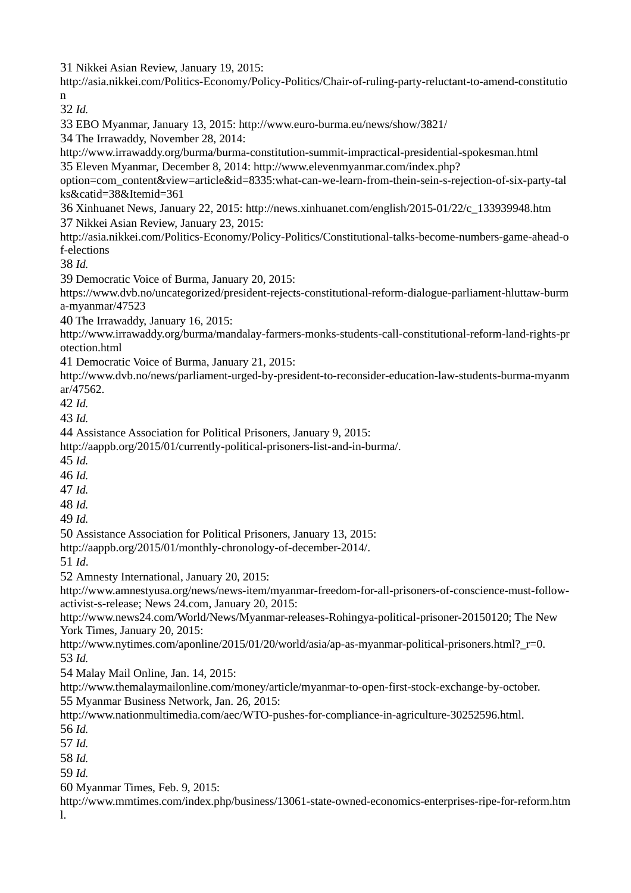31 Nikkei Asian Review, January 19, 2015: http://asia.nikkei.com/Politics-Economy/Policy-Politics/Chair-of-ruling-party-reluctant-to-amend-constitution

32 *Id.*

33 EBO Myanmar, January 13, 2015: http://www.euro-burma.eu/news/show/3821/

34 The Irrawaddy, November 28, 2014: http://www.irrawaddy.org/burma/burma-constitution-summit-impractical-presidential-spokesman.html

35 Eleven Myanmar, December 8, 2014: http://www.elevenmyanmar.com/index.php?option=com_content&view=article&id=8335:what-can-we-learn-from-thein-sein-s-rejection-of-six-party-talks&catid=38&Itemid=361

36 Xinhuanet News, January 22, 2015: http://news.xinhuanet.com/english/2015-01/22/c_133939948.htm

37 Nikkei Asian Review, January 23, 2015: http://asia.nikkei.com/Politics-Economy/Policy-Politics/Constitutional-talks-become-numbers-game-ahead-of-elections

38 *Id.*

39 Democratic Voice of Burma, January 20, 2015: https://www.dvb.no/uncategorized/president-rejects-constitutional-reform-dialogue-parliament-hluttaw-burma-myanmar/47523

40 The Irrawaddy, January 16, 2015: http://www.irrawaddy.org/burma/mandalay-farmers-monks-students-call-constitutional-reform-land-rights-protection.html

41 Democratic Voice of Burma, January 21, 2015: http://www.dvb.no/news/parliament-urged-by-president-to-reconsider-education-law-students-burma-myanmar/47562.

42 *Id.*

43 *Id.*

44 Assistance Association for Political Prisoners, January 9, 2015: http://aappb.org/2015/01/currently-political-prisoners-list-and-in-burma/.

45 *Id.*

46 *Id.*

47 *Id.*

48 *Id.*

49 *Id.*

50 Assistance Association for Political Prisoners, January 13, 2015: http://aappb.org/2015/01/monthly-chronology-of-december-2014/.

51 *Id*.

52 Amnesty International, January 20, 2015: http://www.amnestyusa.org/news/news-item/myanmar-freedom-for-all-prisoners-of-conscience-must-follow-activist-s-release; News 24.com, January 20, 2015: http://www.news24.com/World/News/Myanmar-releases-Rohingya-political-prisoner-20150120; The New York Times, January 20, 2015: http://www.nytimes.com/aponline/2015/01/20/world/asia/ap-as-myanmar-political-prisoners.html?_r=0.

53 *Id.*

54 Malay Mail Online, Jan. 14, 2015: http://www.themalaymailonline.com/money/article/myanmar-to-open-first-stock-exchange-by-october.

55 Myanmar Business Network, Jan. 26, 2015: http://www.nationmultimedia.com/aec/WTO-pushes-for-compliance-in-agriculture-30252596.html.

56 *Id.*

57 *Id.*

58 *Id.*

59 *Id.*

60 Myanmar Times, Feb. 9, 2015: http://www.mmtimes.com/index.php/business/13061-state-owned-economics-enterprises-ripe-for-reform.html.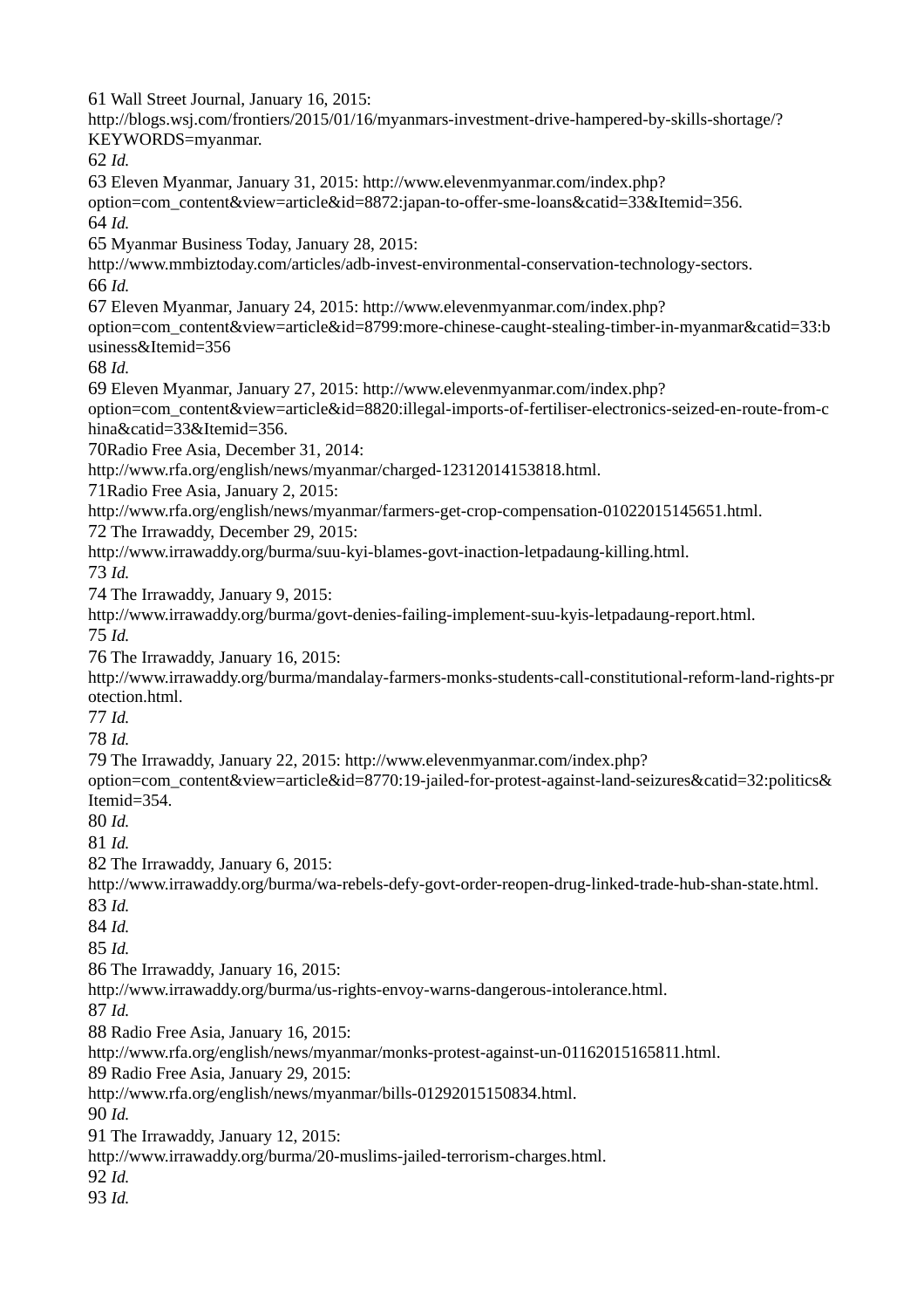61 Wall Street Journal, January 16, 2015: http://blogs.wsj.com/frontiers/2015/01/16/myanmars-investment-drive-hampered-by-skills-shortage/?KEYWORDS=myanmar.

62 *Id.*

63 Eleven Myanmar, January 31, 2015: http://www.elevenmyanmar.com/index.php?option=com_content&view=article&id=8872:japan-to-offer-sme-loans&catid=33&Itemid=356.

64 *Id.*

65 Myanmar Business Today, January 28, 2015: http://www.mmbiztoday.com/articles/adb-invest-environmental-conservation-technology-sectors.

66 *Id.*

67 Eleven Myanmar, January 24, 2015: http://www.elevenmyanmar.com/index.php?option=com_content&view=article&id=8799:more-chinese-caught-stealing-timber-in-myanmar&catid=33:business&Itemid=356

68 *Id.*

69 Eleven Myanmar, January 27, 2015: http://www.elevenmyanmar.com/index.php?option=com_content&view=article&id=8820:illegal-imports-of-fertiliser-electronics-seized-en-route-from-china&catid=33&Itemid=356.

70 Radio Free Asia, December 31, 2014: http://www.rfa.org/english/news/myanmar/charged-12312014153818.html.

71 Radio Free Asia, January 2, 2015: http://www.rfa.org/english/news/myanmar/farmers-get-crop-compensation-01022015145651.html.

72 The Irrawaddy, December 29, 2015: http://www.irrawaddy.org/burma/suu-kyi-blames-govt-inaction-letpadaung-killing.html.

73 *Id.*

74 The Irrawaddy, January 9, 2015: http://www.irrawaddy.org/burma/govt-denies-failing-implement-suu-kyis-letpadaung-report.html.

75 *Id.*

76 The Irrawaddy, January 16, 2015: http://www.irrawaddy.org/burma/mandalay-farmers-monks-students-call-constitutional-reform-land-rights-protection.html.

77 *Id.*

78 *Id.*

79 The Irrawaddy, January 22, 2015: http://www.elevenmyanmar.com/index.php?option=com_content&view=article&id=8770:19-jailed-for-protest-against-land-seizures&catid=32:politics&Itemid=354.

80 *Id.*

81 *Id.*

82 The Irrawaddy, January 6, 2015: http://www.irrawaddy.org/burma/wa-rebels-defy-govt-order-reopen-drug-linked-trade-hub-shan-state.html.

83 *Id.*

84 *Id.*

85 *Id.*

86 The Irrawaddy, January 16, 2015: http://www.irrawaddy.org/burma/us-rights-envoy-warns-dangerous-intolerance.html.

87 *Id.*

88 Radio Free Asia, January 16, 2015: http://www.rfa.org/english/news/myanmar/monks-protest-against-un-01162015165811.html.

89 Radio Free Asia, January 29, 2015: http://www.rfa.org/english/news/myanmar/bills-01292015150834.html.

90 *Id.*

91 The Irrawaddy, January 12, 2015: http://www.irrawaddy.org/burma/20-muslims-jailed-terrorism-charges.html.

92 *Id.*

93 *Id.*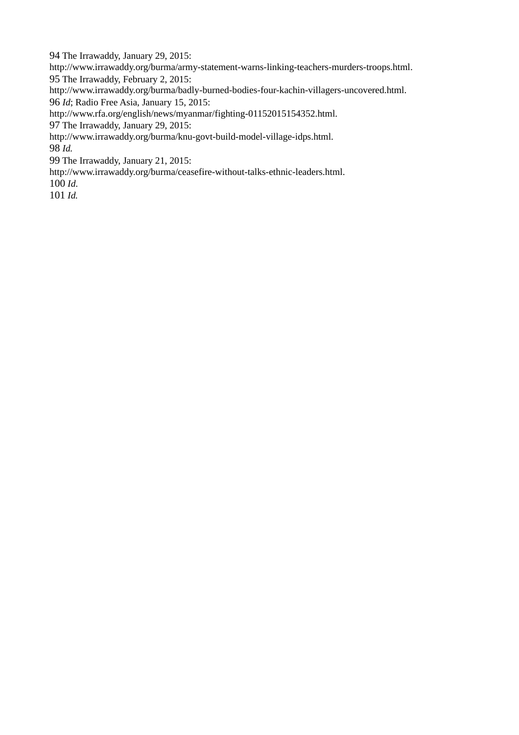94 The Irrawaddy, January 29, 2015:
http://www.irrawaddy.org/burma/army-statement-warns-linking-teachers-murders-troops.html.

95 The Irrawaddy, February 2, 2015:
http://www.irrawaddy.org/burma/badly-burned-bodies-four-kachin-villagers-uncovered.html.

96 *Id*; Radio Free Asia, January 15, 2015:
http://www.rfa.org/english/news/myanmar/fighting-01152015154352.html.

97 The Irrawaddy, January 29, 2015:
http://www.irrawaddy.org/burma/knu-govt-build-model-village-idps.html.

98 *Id.*

99 The Irrawaddy, January 21, 2015:
http://www.irrawaddy.org/burma/ceasefire-without-talks-ethnic-leaders.html.

100 *Id.*

101 *Id.*